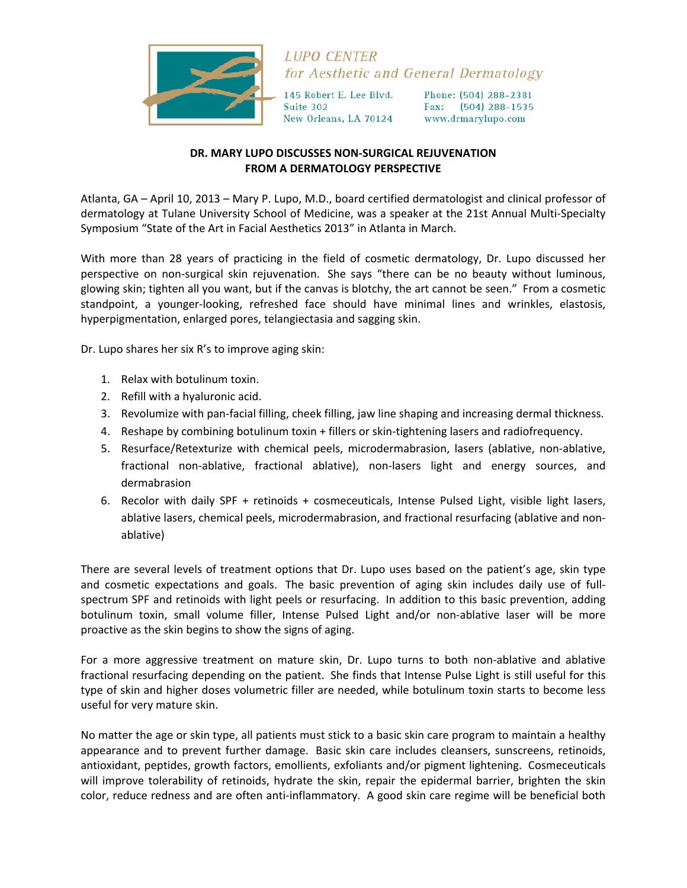LUPO CENTER
*for Aesthetic and General Dermatology*

145 Robert E. Lee Blvd.
Suite 302
New Orleans, LA 70124

Phone: (504) 288-2381
Fax: (504) 288-1535
www.drmarylupo.com

**DR. MARY LUPO DISCUSSES NON-SURGICAL REJUVENATION FROM A DERMATOLOGY PERSPECTIVE**

Atlanta, GA – April 10, 2013 – Mary P. Lupo, M.D., board certified dermatologist and clinical professor of dermatology at Tulane University School of Medicine, was a speaker at the 21st Annual Multi-Specialty Symposium "State of the Art in Facial Aesthetics 2013" in Atlanta in March.

With more than 28 years of practicing in the field of cosmetic dermatology, Dr. Lupo discussed her perspective on non-surgical skin rejuvenation. She says "there can be no beauty without luminous, glowing skin; tighten all you want, but if the canvas is blotchy, the art cannot be seen." From a cosmetic standpoint, a younger-looking, refreshed face should have minimal lines and wrinkles, elastosis, hyperpigmentation, enlarged pores, telangiectasia and sagging skin.

Dr. Lupo shares her six R's to improve aging skin:

1. Relax with botulinum toxin.
2. Refill with a hyaluronic acid.
3. Revolumize with pan-facial filling, cheek filling, jaw line shaping and increasing dermal thickness.
4. Reshape by combining botulinum toxin + fillers or skin-tightening lasers and radiofrequency.
5. Resurface/Retexturize with chemical peels, microdermabrasion, lasers (ablative, non-ablative, fractional non-ablative, fractional ablative), non-lasers light and energy sources, and dermabrasion
6. Recolor with daily SPF + retinoids + cosmeceuticals, Intense Pulsed Light, visible light lasers, ablative lasers, chemical peels, microdermabrasion, and fractional resurfacing (ablative and non-ablative)

There are several levels of treatment options that Dr. Lupo uses based on the patient's age, skin type and cosmetic expectations and goals. The basic prevention of aging skin includes daily use of full-spectrum SPF and retinoids with light peels or resurfacing. In addition to this basic prevention, adding botulinum toxin, small volume filler, Intense Pulsed Light and/or non-ablative laser will be more proactive as the skin begins to show the signs of aging.

For a more aggressive treatment on mature skin, Dr. Lupo turns to both non-ablative and ablative fractional resurfacing depending on the patient. She finds that Intense Pulse Light is still useful for this type of skin and higher doses volumetric filler are needed, while botulinum toxin starts to become less useful for very mature skin.

No matter the age or skin type, all patients must stick to a basic skin care program to maintain a healthy appearance and to prevent further damage. Basic skin care includes cleansers, sunscreens, retinoids, antioxidant, peptides, growth factors, emollients, exfoliants and/or pigment lightening. Cosmeceuticals will improve tolerability of retinoids, hydrate the skin, repair the epidermal barrier, brighten the skin color, reduce redness and are often anti-inflammatory. A good skin care regime will be beneficial both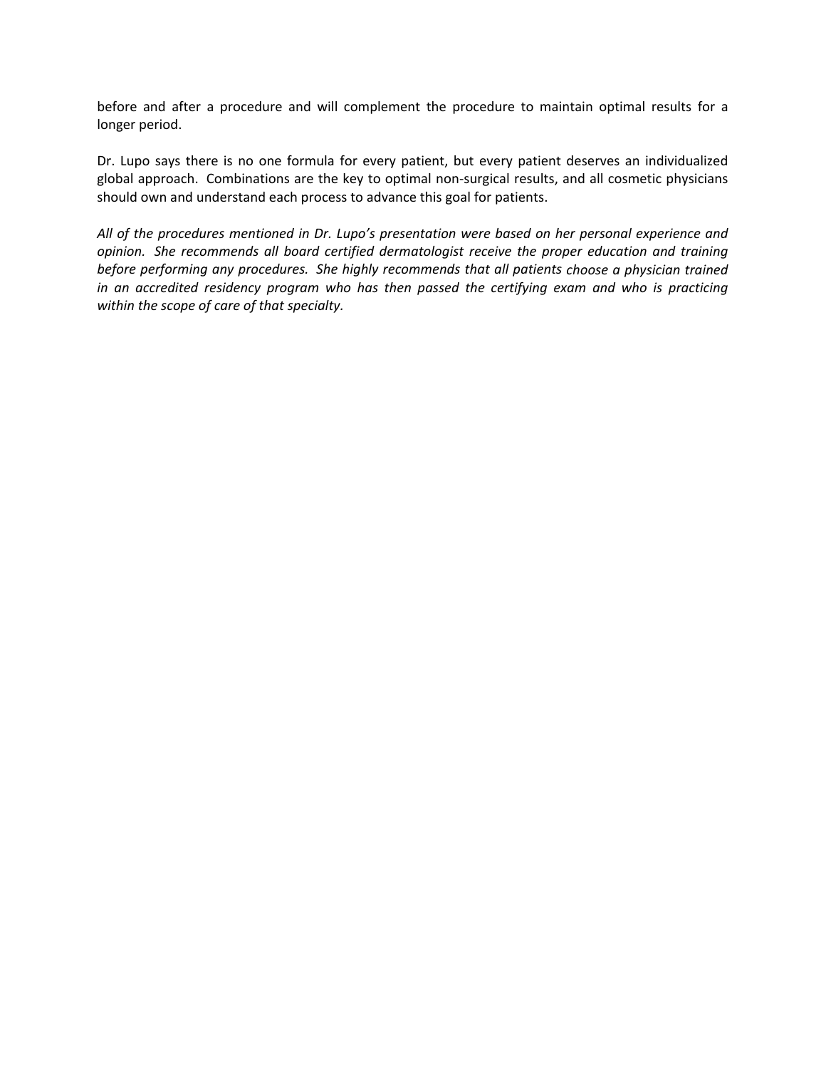before and after a procedure and will complement the procedure to maintain optimal results for a longer period.

Dr. Lupo says there is no one formula for every patient, but every patient deserves an individualized global approach. Combinations are the key to optimal non-surgical results, and all cosmetic physicians should own and understand each process to advance this goal for patients.

*All of the procedures mentioned in Dr. Lupo's presentation were based on her personal experience and opinion. She recommends all board certified dermatologist receive the proper education and training before performing any procedures. She highly recommends that all patients choose a physician trained in an accredited residency program who has then passed the certifying exam and who is practicing within the scope of care of that specialty.*